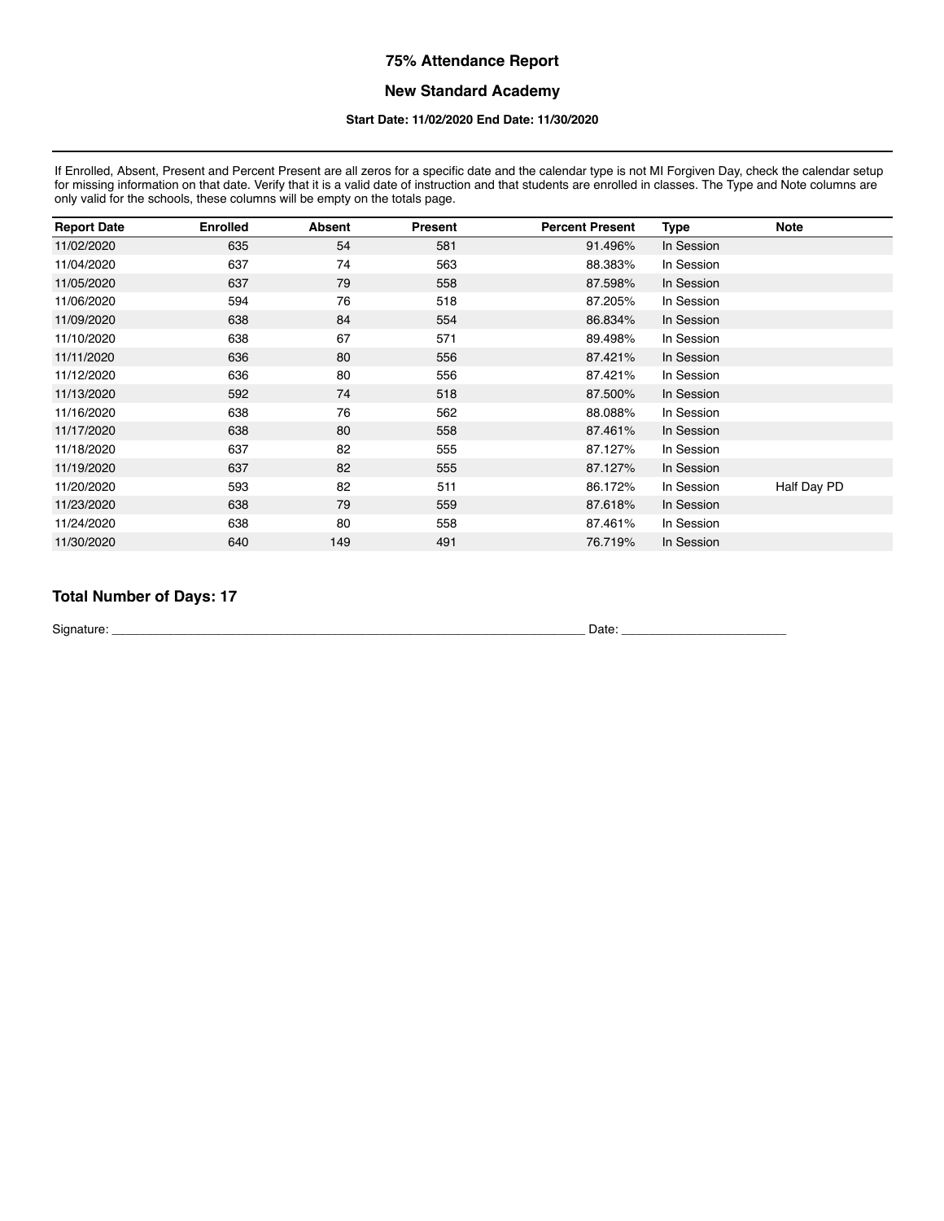# 75% Attendance Report

## New Standard Academy

**Start Date: 11/02/2020 End Date: 11/30/2020**

If Enrolled, Absent, Present and Percent Present are all zeros for a specific date and the calendar type is not MI Forgiven Day, check the calendar setup for missing information on that date. Verify that it is a valid date of instruction and that students are enrolled in classes. The Type and Note columns are only valid for the schools, these columns will be empty on the totals page.

| Report Date | Enrolled | Absent | Present | Percent Present | Type | Note |
|---|---|---|---|---|---|---|
| 11/02/2020 | 635 | 54 | 581 | 91.496% | In Session | |
| 11/04/2020 | 637 | 74 | 563 | 88.383% | In Session | |
| 11/05/2020 | 637 | 79 | 558 | 87.598% | In Session | |
| 11/06/2020 | 594 | 76 | 518 | 87.205% | In Session | |
| 11/09/2020 | 638 | 84 | 554 | 86.834% | In Session | |
| 11/10/2020 | 638 | 67 | 571 | 89.498% | In Session | |
| 11/11/2020 | 636 | 80 | 556 | 87.421% | In Session | |
| 11/12/2020 | 636 | 80 | 556 | 87.421% | In Session | |
| 11/13/2020 | 592 | 74 | 518 | 87.500% | In Session | |
| 11/16/2020 | 638 | 76 | 562 | 88.088% | In Session | |
| 11/17/2020 | 638 | 80 | 558 | 87.461% | In Session | |
| 11/18/2020 | 637 | 82 | 555 | 87.127% | In Session | |
| 11/19/2020 | 637 | 82 | 555 | 87.127% | In Session | |
| 11/20/2020 | 593 | 82 | 511 | 86.172% | In Session | Half Day PD |
| 11/23/2020 | 638 | 79 | 559 | 87.618% | In Session | |
| 11/24/2020 | 638 | 80 | 558 | 87.461% | In Session | |
| 11/30/2020 | 640 | 149 | 491 | 76.719% | In Session | |

**Total Number of Days: 17**

Signature: ______________________________________________ Date: ____________________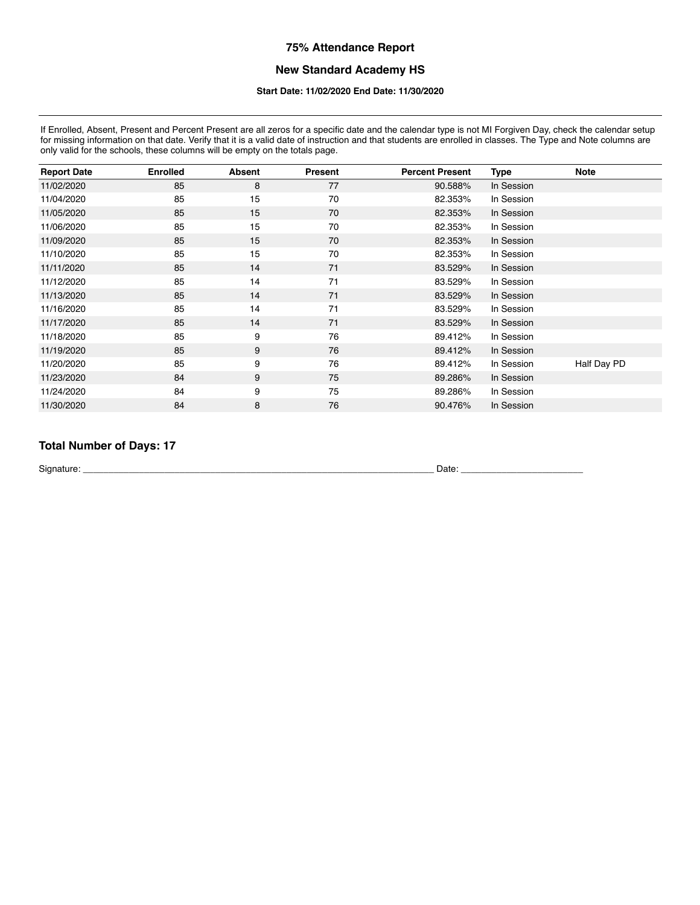# 75% Attendance Report

## New Standard Academy HS

**Start Date: 11/02/2020 End Date: 11/30/2020**

---

If Enrolled, Absent, Present and Percent Present are all zeros for a specific date and the calendar type is not MI Forgiven Day, check the calendar setup for missing information on that date. Verify that it is a valid date of instruction and that students are enrolled in classes. The Type and Note columns are only valid for the schools, these columns will be empty on the totals page.

| Report Date | Enrolled | Absent | Present | Percent Present | Type | Note |
|---|---|---|---|---|---|---|
| 11/02/2020 | 85 | 8 | 77 | 90.588% | In Session | |
| 11/04/2020 | 85 | 15 | 70 | 82.353% | In Session | |
| 11/05/2020 | 85 | 15 | 70 | 82.353% | In Session | |
| 11/06/2020 | 85 | 15 | 70 | 82.353% | In Session | |
| 11/09/2020 | 85 | 15 | 70 | 82.353% | In Session | |
| 11/10/2020 | 85 | 15 | 70 | 82.353% | In Session | |
| 11/11/2020 | 85 | 14 | 71 | 83.529% | In Session | |
| 11/12/2020 | 85 | 14 | 71 | 83.529% | In Session | |
| 11/13/2020 | 85 | 14 | 71 | 83.529% | In Session | |
| 11/16/2020 | 85 | 14 | 71 | 83.529% | In Session | |
| 11/17/2020 | 85 | 14 | 71 | 83.529% | In Session | |
| 11/18/2020 | 85 | 9 | 76 | 89.412% | In Session | |
| 11/19/2020 | 85 | 9 | 76 | 89.412% | In Session | |
| 11/20/2020 | 85 | 9 | 76 | 89.412% | In Session | Half Day PD |
| 11/23/2020 | 84 | 9 | 75 | 89.286% | In Session | |
| 11/24/2020 | 84 | 9 | 75 | 89.286% | In Session | |
| 11/30/2020 | 84 | 8 | 76 | 90.476% | In Session | |

### Total Number of Days: 17

Signature: ______________________________________________________________________ Date: ________________________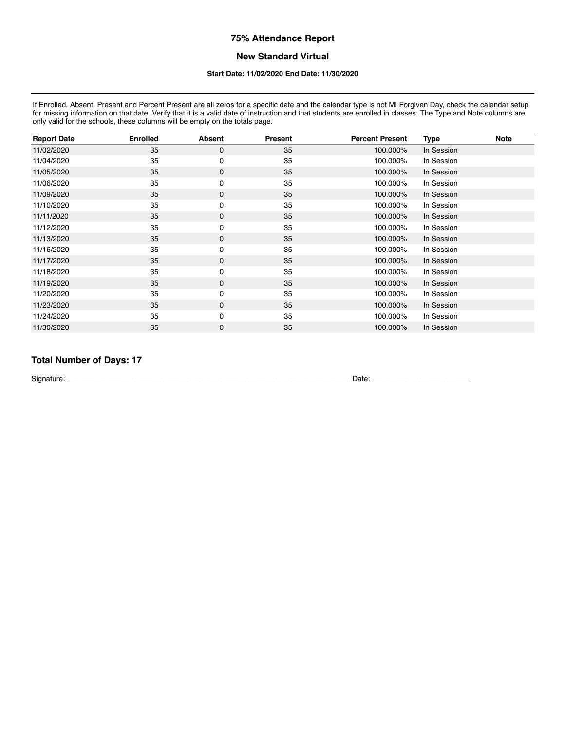# 75% Attendance Report

## New Standard Virtual

### Start Date: 11/02/2020 End Date: 11/30/2020

If Enrolled, Absent, Present and Percent Present are all zeros for a specific date and the calendar type is not MI Forgiven Day, check the calendar setup for missing information on that date. Verify that it is a valid date of instruction and that students are enrolled in classes. The Type and Note columns are only valid for the schools, these columns will be empty on the totals page.

| Report Date | Enrolled | Absent | Present | Percent Present | Type | Note |
|---|---|---|---|---|---|---|
| 11/02/2020 | 35 | 0 | 35 | 100.000% | In Session | |
| 11/04/2020 | 35 | 0 | 35 | 100.000% | In Session | |
| 11/05/2020 | 35 | 0 | 35 | 100.000% | In Session | |
| 11/06/2020 | 35 | 0 | 35 | 100.000% | In Session | |
| 11/09/2020 | 35 | 0 | 35 | 100.000% | In Session | |
| 11/10/2020 | 35 | 0 | 35 | 100.000% | In Session | |
| 11/11/2020 | 35 | 0 | 35 | 100.000% | In Session | |
| 11/12/2020 | 35 | 0 | 35 | 100.000% | In Session | |
| 11/13/2020 | 35 | 0 | 35 | 100.000% | In Session | |
| 11/16/2020 | 35 | 0 | 35 | 100.000% | In Session | |
| 11/17/2020 | 35 | 0 | 35 | 100.000% | In Session | |
| 11/18/2020 | 35 | 0 | 35 | 100.000% | In Session | |
| 11/19/2020 | 35 | 0 | 35 | 100.000% | In Session | |
| 11/20/2020 | 35 | 0 | 35 | 100.000% | In Session | |
| 11/23/2020 | 35 | 0 | 35 | 100.000% | In Session | |
| 11/24/2020 | 35 | 0 | 35 | 100.000% | In Session | |
| 11/30/2020 | 35 | 0 | 35 | 100.000% | In Session | |

### Total Number of Days: 17

Signature: ______________________________________________________________________ Date: ________________________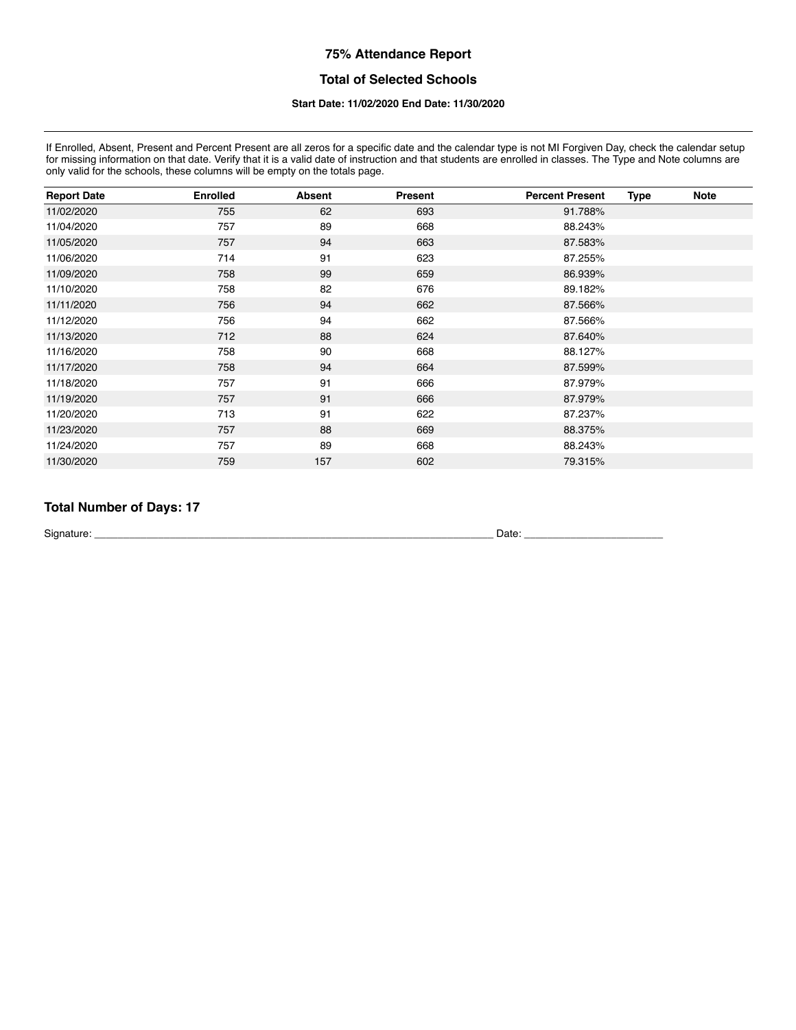# 75% Attendance Report

## Total of Selected Schools

**Start Date: 11/02/2020 End Date: 11/30/2020**

If Enrolled, Absent, Present and Percent Present are all zeros for a specific date and the calendar type is not MI Forgiven Day, check the calendar setup for missing information on that date. Verify that it is a valid date of instruction and that students are enrolled in classes. The Type and Note columns are only valid for the schools, these columns will be empty on the totals page.

| Report Date | Enrolled | Absent | Present | Percent Present | Type | Note |
|---|---|---|---|---|---|---|
| 11/02/2020 | 755 | 62 | 693 | 91.788% | | |
| 11/04/2020 | 757 | 89 | 668 | 88.243% | | |
| 11/05/2020 | 757 | 94 | 663 | 87.583% | | |
| 11/06/2020 | 714 | 91 | 623 | 87.255% | | |
| 11/09/2020 | 758 | 99 | 659 | 86.939% | | |
| 11/10/2020 | 758 | 82 | 676 | 89.182% | | |
| 11/11/2020 | 756 | 94 | 662 | 87.566% | | |
| 11/12/2020 | 756 | 94 | 662 | 87.566% | | |
| 11/13/2020 | 712 | 88 | 624 | 87.640% | | |
| 11/16/2020 | 758 | 90 | 668 | 88.127% | | |
| 11/17/2020 | 758 | 94 | 664 | 87.599% | | |
| 11/18/2020 | 757 | 91 | 666 | 87.979% | | |
| 11/19/2020 | 757 | 91 | 666 | 87.979% | | |
| 11/20/2020 | 713 | 91 | 622 | 87.237% | | |
| 11/23/2020 | 757 | 88 | 669 | 88.375% | | |
| 11/24/2020 | 757 | 89 | 668 | 88.243% | | |
| 11/30/2020 | 759 | 157 | 602 | 79.315% | | |

### Total Number of Days: 17

Signature: ______________________________________________ Date: ____________________